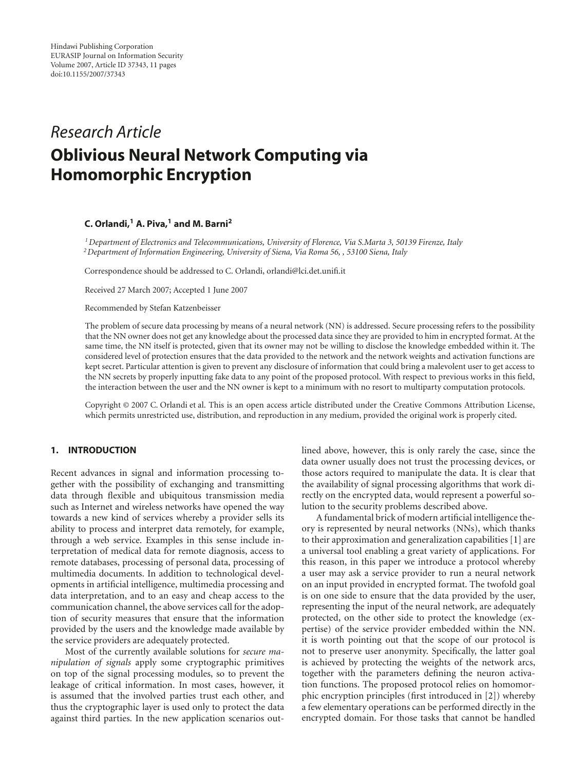Hindawi Publishing Corporation
EURASIP Journal on Information Security
Volume 2007, Article ID 37343, 11 pages
doi:10.1155/2007/37343

*Research Article*

# Oblivious Neural Network Computing via Homomorphic Encryption

**C. Orlandi,[1] A. Piva,[1] and M. Barni[2]**

[1] *Department of Electronics and Telecommunications, University of Florence, Via S.Marta 3, 50139 Firenze, Italy*
[2] *Department of Information Engineering, University of Siena, Via Roma 56, , 53100 Siena, Italy*

Correspondence should be addressed to C. Orlandi, orlandi@lci.det.unifi.it

Received 27 March 2007; Accepted 1 June 2007

Recommended by Stefan Katzenbeisser

The problem of secure data processing by means of a neural network (NN) is addressed. Secure processing refers to the possibility that the NN owner does not get any knowledge about the processed data since they are provided to him in encrypted format. At the same time, the NN itself is protected, given that its owner may not be willing to disclose the knowledge embedded within it. The considered level of protection ensures that the data provided to the network and the network weights and activation functions are kept secret. Particular attention is given to prevent any disclosure of information that could bring a malevolent user to get access to the NN secrets by properly inputting fake data to any point of the proposed protocol. With respect to previous works in this field, the interaction between the user and the NN owner is kept to a minimum with no resort to multiparty computation protocols.

Copyright © 2007 C. Orlandi et al. This is an open access article distributed under the Creative Commons Attribution License, which permits unrestricted use, distribution, and reproduction in any medium, provided the original work is properly cited.

## 1. INTRODUCTION

Recent advances in signal and information processing together with the possibility of exchanging and transmitting data through flexible and ubiquitous transmission media such as Internet and wireless networks have opened the way towards a new kind of services whereby a provider sells its ability to process and interpret data remotely, for example, through a web service. Examples in this sense include interpretation of medical data for remote diagnosis, access to remote databases, processing of personal data, processing of multimedia documents. In addition to technological developments in artificial intelligence, multimedia processing and data interpretation, and to an easy and cheap access to the communication channel, the above services call for the adoption of security measures that ensure that the information provided by the users and the knowledge made available by the service providers are adequately protected.

Most of the currently available solutions for *secure manipulation of signals* apply some cryptographic primitives on top of the signal processing modules, so to prevent the leakage of critical information. In most cases, however, it is assumed that the involved parties trust each other, and thus the cryptographic layer is used only to protect the data against third parties. In the new application scenarios outlined above, however, this is only rarely the case, since the data owner usually does not trust the processing devices, or those actors required to manipulate the data. It is clear that the availability of signal processing algorithms that work directly on the encrypted data, would represent a powerful solution to the security problems described above.

A fundamental brick of modern artificial intelligence theory is represented by neural networks (NNs), which thanks to their approximation and generalization capabilities [1] are a universal tool enabling a great variety of applications. For this reason, in this paper we introduce a protocol whereby a user may ask a service provider to run a neural network on an input provided in encrypted format. The twofold goal is on one side to ensure that the data provided by the user, representing the input of the neural network, are adequately protected, on the other side to protect the knowledge (expertise) of the service provider embedded within the NN. it is worth pointing out that the scope of our protocol is not to preserve user anonymity. Specifically, the latter goal is achieved by protecting the weights of the network arcs, together with the parameters defining the neuron activation functions. The proposed protocol relies on homomorphic encryption principles (first introduced in [2]) whereby a few elementary operations can be performed directly in the encrypted domain. For those tasks that cannot be handled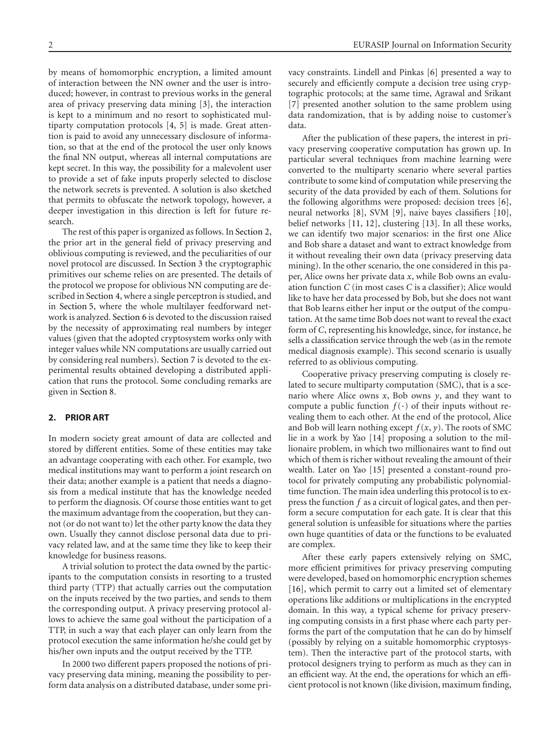by means of homomorphic encryption, a limited amount of interaction between the NN owner and the user is introduced; however, in contrast to previous works in the general area of privacy preserving data mining [3], the interaction is kept to a minimum and no resort to sophisticated multiparty computation protocols [4, 5] is made. Great attention is paid to avoid any unnecessary disclosure of information, so that at the end of the protocol the user only knows the final NN output, whereas all internal computations are kept secret. In this way, the possibility for a malevolent user to provide a set of fake inputs properly selected to disclose the network secrets is prevented. A solution is also sketched that permits to obfuscate the network topology, however, a deeper investigation in this direction is left for future research.

The rest of this paper is organized as follows. In Section 2, the prior art in the general field of privacy preserving and oblivious computing is reviewed, and the peculiarities of our novel protocol are discussed. In Section 3 the cryptographic primitives our scheme relies on are presented. The details of the protocol we propose for oblivious NN computing are described in Section 4, where a single perceptron is studied, and in Section 5, where the whole multilayer feedforward network is analyzed. Section 6 is devoted to the discussion raised by the necessity of approximating real numbers by integer values (given that the adopted cryptosystem works only with integer values while NN computations are usually carried out by considering real numbers). Section 7 is devoted to the experimental results obtained developing a distributed application that runs the protocol. Some concluding remarks are given in Section 8.

## 2. PRIOR ART

In modern society great amount of data are collected and stored by different entities. Some of these entities may take an advantage cooperating with each other. For example, two medical institutions may want to perform a joint research on their data; another example is a patient that needs a diagnosis from a medical institute that has the knowledge needed to perform the diagnosis. Of course those entities want to get the maximum advantage from the cooperation, but they cannot (or do not want to) let the other party know the data they own. Usually they cannot disclose personal data due to privacy related law, and at the same time they like to keep their knowledge for business reasons.

A trivial solution to protect the data owned by the participants to the computation consists in resorting to a trusted third party (TTP) that actually carries out the computation on the inputs received by the two parties, and sends to them the corresponding output. A privacy preserving protocol allows to achieve the same goal without the participation of a TTP, in such a way that each player can only learn from the protocol execution the same information he/she could get by his/her own inputs and the output received by the TTP.

In 2000 two different papers proposed the notions of privacy preserving data mining, meaning the possibility to perform data analysis on a distributed database, under some privacy constraints. Lindell and Pinkas [6] presented a way to securely and efficiently compute a decision tree using cryptographic protocols; at the same time, Agrawal and Srikant [7] presented another solution to the same problem using data randomization, that is by adding noise to customer's data.

After the publication of these papers, the interest in privacy preserving cooperative computation has grown up. In particular several techniques from machine learning were converted to the multiparty scenario where several parties contribute to some kind of computation while preserving the security of the data provided by each of them. Solutions for the following algorithms were proposed: decision trees [6], neural networks [8], SVM [9], naive bayes classifiers [10], belief networks [11, 12], clustering [13]. In all these works, we can identify two major scenarios: in the first one Alice and Bob share a dataset and want to extract knowledge from it without revealing their own data (privacy preserving data mining). In the other scenario, the one considered in this paper, Alice owns her private data $x$, while Bob owns an evaluation function $C$ (in most cases $C$ is a classifier); Alice would like to have her data processed by Bob, but she does not want that Bob learns either her input or the output of the computation. At the same time Bob does not want to reveal the exact form of $C$, representing his knowledge, since, for instance, he sells a classification service through the web (as in the remote medical diagnosis example). This second scenario is usually referred to as oblivious computing.

Cooperative privacy preserving computing is closely related to secure multiparty computation (SMC), that is a scenario where Alice owns $x$, Bob owns $y$, and they want to compute a public function $f(\cdot)$ of their inputs without revealing them to each other. At the end of the protocol, Alice and Bob will learn nothing except $f(x, y)$. The roots of SMC lie in a work by Yao [14] proposing a solution to the millionaire problem, in which two millionaires want to find out which of them is richer without revealing the amount of their wealth. Later on Yao [15] presented a constant-round protocol for privately computing any probabilistic polynomial-time function. The main idea underling this protocol is to express the function $f$ as a circuit of logical gates, and then perform a secure computation for each gate. It is clear that this general solution is unfeasible for situations where the parties own huge quantities of data or the functions to be evaluated are complex.

After these early papers extensively relying on SMC, more efficient primitives for privacy preserving computing were developed, based on homomorphic encryption schemes [16], which permit to carry out a limited set of elementary operations like additions or multiplications in the encrypted domain. In this way, a typical scheme for privacy preserving computing consists in a first phase where each party performs the part of the computation that he can do by himself (possibly by relying on a suitable homomorphic cryptosystem). Then the interactive part of the protocol starts, with protocol designers trying to perform as much as they can in an efficient way. At the end, the operations for which an efficient protocol is not known (like division, maximum finding,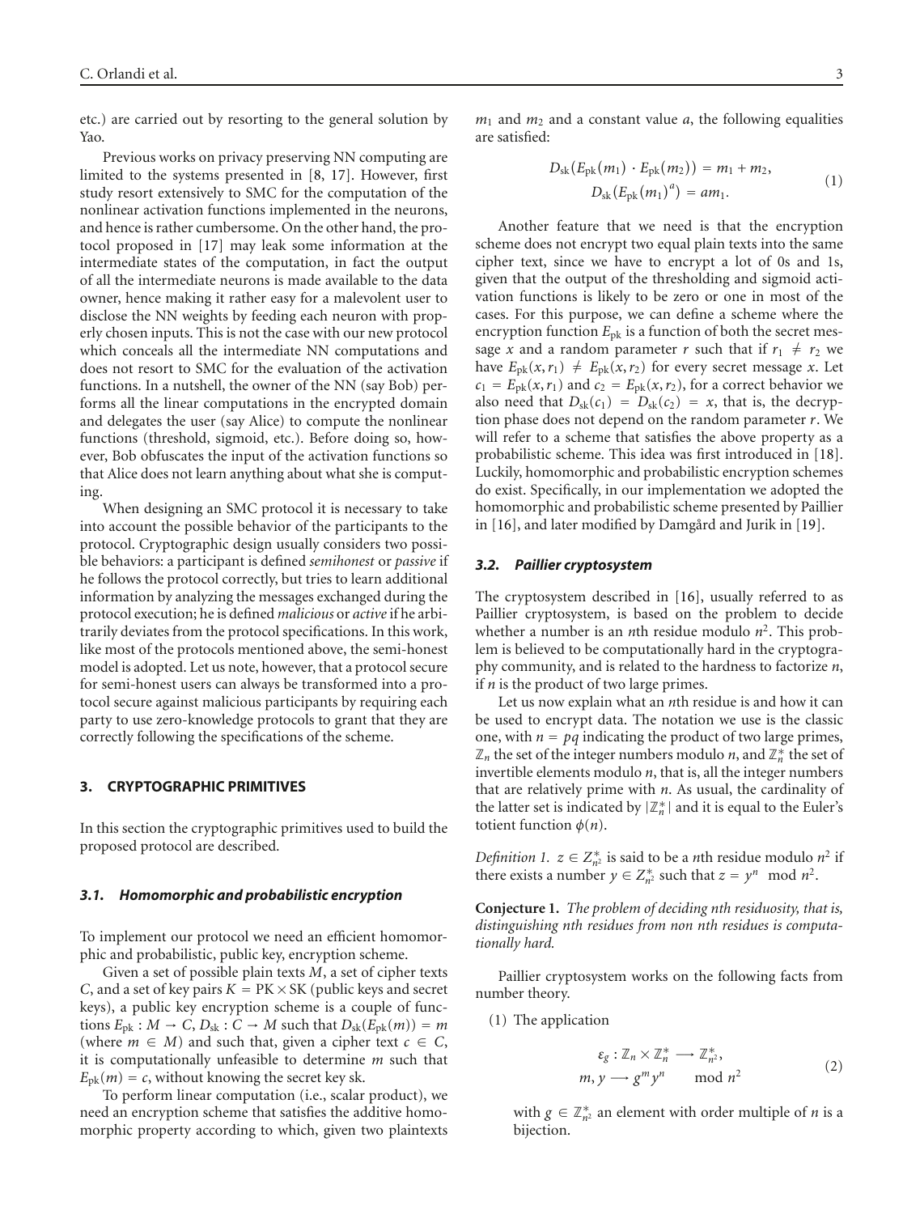etc.) are carried out by resorting to the general solution by Yao.

Previous works on privacy preserving NN computing are limited to the systems presented in [8, 17]. However, first study resort extensively to SMC for the computation of the nonlinear activation functions implemented in the neurons, and hence is rather cumbersome. On the other hand, the protocol proposed in [17] may leak some information at the intermediate states of the computation, in fact the output of all the intermediate neurons is made available to the data owner, hence making it rather easy for a malevolent user to disclose the NN weights by feeding each neuron with properly chosen inputs. This is not the case with our new protocol which conceals all the intermediate NN computations and does not resort to SMC for the evaluation of the activation functions. In a nutshell, the owner of the NN (say Bob) performs all the linear computations in the encrypted domain and delegates the user (say Alice) to compute the nonlinear functions (threshold, sigmoid, etc.). Before doing so, however, Bob obfuscates the input of the activation functions so that Alice does not learn anything about what she is computing.

When designing an SMC protocol it is necessary to take into account the possible behavior of the participants to the protocol. Cryptographic design usually considers two possible behaviors: a participant is defined *semihonest* or *passive* if he follows the protocol correctly, but tries to learn additional information by analyzing the messages exchanged during the protocol execution; he is defined *malicious* or *active* if he arbitrarily deviates from the protocol specifications. In this work, like most of the protocols mentioned above, the semi-honest model is adopted. Let us note, however, that a protocol secure for semi-honest users can always be transformed into a protocol secure against malicious participants by requiring each party to use zero-knowledge protocols to grant that they are correctly following the specifications of the scheme.

## 3. CRYPTOGRAPHIC PRIMITIVES

In this section the cryptographic primitives used to build the proposed protocol are described.

### 3.1. Homomorphic and probabilistic encryption

To implement our protocol we need an efficient homomorphic and probabilistic, public key, encryption scheme.

Given a set of possible plain texts $M$, a set of cipher texts $C$, and a set of key pairs $K = \mathrm{PK} \times \mathrm{SK}$ (public keys and secret keys), a public key encryption scheme is a couple of functions $E_{\mathrm{pk}} : M \rightarrow C$, $D_{\mathrm{sk}} : C \rightarrow M$ such that $D_{\mathrm{sk}}(E_{\mathrm{pk}}(m)) = m$ (where $m \in M$) and such that, given a cipher text $c \in C$, it is computationally unfeasible to determine $m$ such that $E_{\mathrm{pk}}(m) = c$, without knowing the secret key sk.

To perform linear computation (i.e., scalar product), we need an encryption scheme that satisfies the additive homomorphic property according to which, given two plaintexts $m_1$ and $m_2$ and a constant value $a$, the following equalities are satisfied:

$$
\begin{aligned}
D_{\mathrm{sk}}(E_{\mathrm{pk}}(m_1) \cdot E_{\mathrm{pk}}(m_2)) &= m_1 + m_2, \\
D_{\mathrm{sk}}(E_{\mathrm{pk}}(m_1)^a) &= a m_1.
\end{aligned}
\tag{1}
$$

Another feature that we need is that the encryption scheme does not encrypt two equal plain texts into the same cipher text, since we have to encrypt a lot of 0s and 1s, given that the output of the thresholding and sigmoid activation functions is likely to be zero or one in most of the cases. For this purpose, we can define a scheme where the encryption function $E_{\mathrm{pk}}$ is a function of both the secret message $x$ and a random parameter $r$ such that if $r_1 \neq r_2$ we have $E_{\mathrm{pk}}(x, r_1) \neq E_{\mathrm{pk}}(x, r_2)$ for every secret message $x$. Let $c_1 = E_{\mathrm{pk}}(x, r_1)$ and $c_2 = E_{\mathrm{pk}}(x, r_2)$, for a correct behavior we also need that $D_{\mathrm{sk}}(c_1) = D_{\mathrm{sk}}(c_2) = x$, that is, the decryption phase does not depend on the random parameter $r$. We will refer to a scheme that satisfies the above property as a probabilistic scheme. This idea was first introduced in [18]. Luckily, homomorphic and probabilistic encryption schemes do exist. Specifically, in our implementation we adopted the homomorphic and probabilistic scheme presented by Paillier in [16], and later modified by Damgård and Jurik in [19].

### 3.2. Paillier cryptosystem

The cryptosystem described in [16], usually referred to as Paillier cryptosystem, is based on the problem to decide whether a number is an $n$th residue modulo $n^2$. This problem is believed to be computationally hard in the cryptography community, and is related to the hardness to factorize $n$, if $n$ is the product of two large primes.

Let us now explain what an $n$th residue is and how it can be used to encrypt data. The notation we use is the classic one, with $n = pq$ indicating the product of two large primes, $\mathbb{Z}_n$ the set of the integer numbers modulo $n$, and $\mathbb{Z}_n^*$ the set of invertible elements modulo $n$, that is, all the integer numbers that are relatively prime with $n$. As usual, the cardinality of the latter set is indicated by $|\mathbb{Z}_n^*|$ and it is equal to the Euler's totient function $\phi(n)$.

*Definition 1.* $z \in Z_{n^2}^*$ is said to be a $n$th residue modulo $n^2$ if there exists a number $y \in Z_{n^2}^*$ such that $z = y^n \mod n^2$.

**Conjecture 1.** *The problem of deciding nth residuosity, that is, distinguishing nth residues from non nth residues is computationally hard.*

Paillier cryptosystem works on the following facts from number theory.

(1) The application

$$
\begin{aligned}
\varepsilon_g : \mathbb{Z}_n \times \mathbb{Z}_n^* &\longrightarrow \mathbb{Z}_{n^2}^*, \\
m, y &\longrightarrow g^m y^n \mod n^2
\end{aligned}
\tag{2}
$$

with $g \in \mathbb{Z}_{n^2}^*$ an element with order multiple of $n$ is a bijection.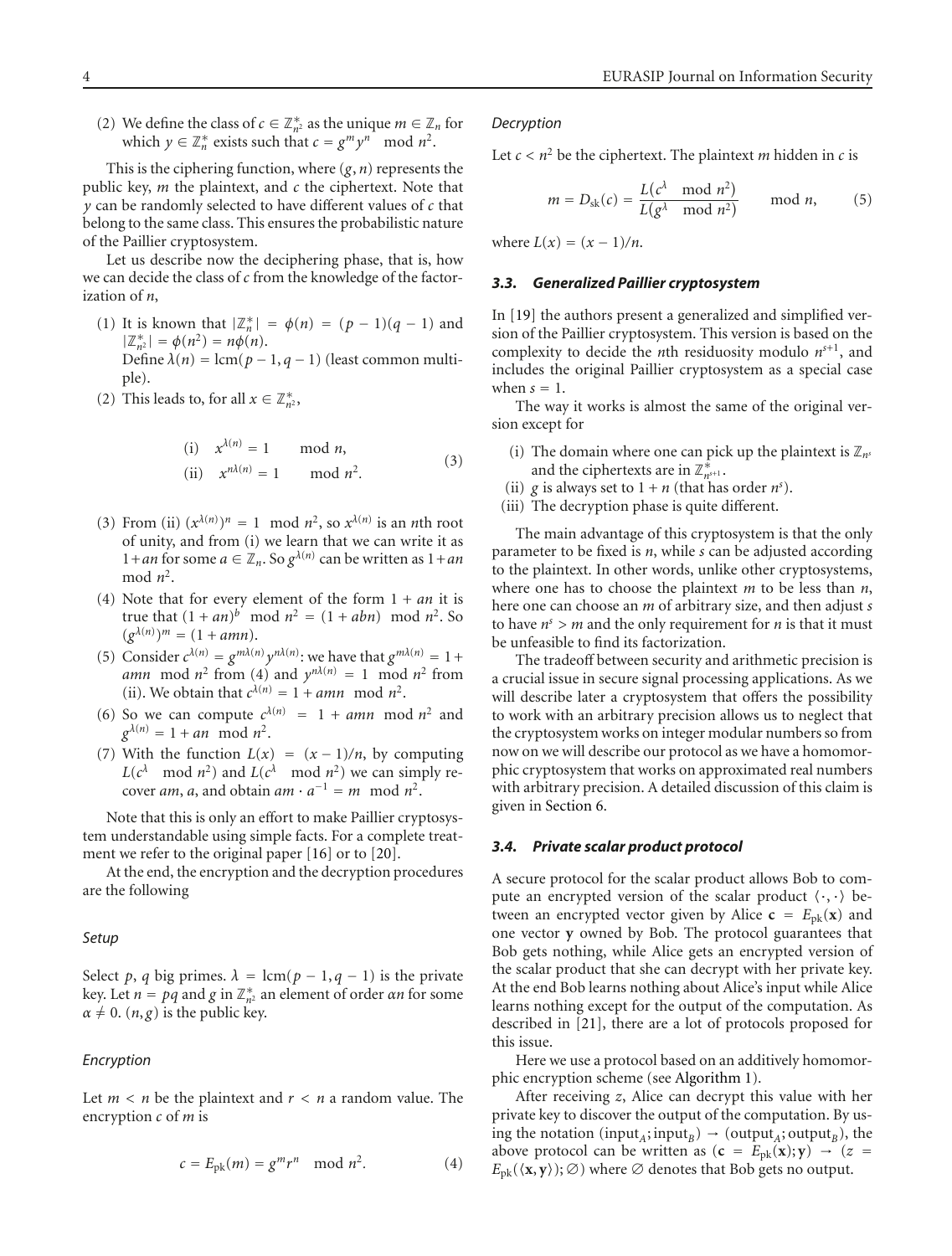(2) We define the class of $c \in \mathbb{Z}^*_{n^2}$ as the unique $m \in \mathbb{Z}_n$ for which $y \in \mathbb{Z}^*_n$ exists such that $c = g^m y^n \mod n^2$.

This is the ciphering function, where $(g, n)$ represents the public key, $m$ the plaintext, and $c$ the ciphertext. Note that $y$ can be randomly selected to have different values of $c$ that belong to the same class. This ensures the probabilistic nature of the Paillier cryptosystem.

Let us describe now the deciphering phase, that is, how we can decide the class of $c$ from the knowledge of the factorization of $n$,

(1) It is known that $|\mathbb{Z}^*_n| = \phi(n) = (p-1)(q-1)$ and $|\mathbb{Z}^*_{n^2}| = \phi(n^2) = n\phi(n)$.
Define $\lambda(n) = \text{lcm}(p-1, q-1)$ (least common multiple).

(2) This leads to, for all $x \in \mathbb{Z}^*_{n^2}$,

$$
\begin{aligned}
&\text{(i)} \quad x^{\lambda(n)} = 1 \qquad \mod n, \\
&\text{(ii)} \quad x^{n\lambda(n)} = 1 \qquad \mod n^2.
\end{aligned} \tag{3}
$$

(3) From (ii) $(x^{\lambda(n)})^n = 1 \mod n^2$, so $x^{\lambda(n)}$ is an $n$th root of unity, and from (i) we learn that we can write it as $1 + an$ for some $a \in \mathbb{Z}_n$. So $g^{\lambda(n)}$ can be written as $1 + an \mod n^2$.

(4) Note that for every element of the form $1 + an$ it is true that $(1 + an)^b \mod n^2 = (1 + abn) \mod n^2$. So $(g^{\lambda(n)})^m = (1 + amn)$.

(5) Consider $c^{\lambda(n)} = g^{m\lambda(n)} y^{n\lambda(n)}$: we have that $g^{m\lambda(n)} = 1 + amn \mod n^2$ from (4) and $y^{n\lambda(n)} = 1 \mod n^2$ from (ii). We obtain that $c^{\lambda(n)} = 1 + amn \mod n^2$.

(6) So we can compute $c^{\lambda(n)} = 1 + amn \mod n^2$ and $g^{\lambda(n)} = 1 + an \mod n^2$.

(7) With the function $L(x) = (x-1)/n$, by computing $L(c^{\lambda} \mod n^2)$ and $L(c^{\lambda} \mod n^2)$ we can simply recover $am$, $a$, and obtain $am \cdot a^{-1} = m \mod n^2$.

Note that this is only an effort to make Paillier cryptosystem understandable using simple facts. For a complete treatment we refer to the original paper [16] or to [20].

At the end, the encryption and the decryption procedures are the following

*Setup*

Select $p$, $q$ big primes. $\lambda = \text{lcm}(p-1, q-1)$ is the private key. Let $n = pq$ and $g$ in $\mathbb{Z}^*_{n^2}$ an element of order $\alpha n$ for some $\alpha \neq 0$. $(n, g)$ is the public key.

*Encryption*

Let $m < n$ be the plaintext and $r < n$ a random value. The encryption $c$ of $m$ is

$$
c = E_{\text{pk}}(m) = g^m r^n \mod n^2. \tag{4}
$$

*Decryption*

Let $c < n^2$ be the ciphertext. The plaintext $m$ hidden in $c$ is

$$
m = D_{\text{sk}}(c) = \frac{L(c^{\lambda} \mod n^2)}{L(g^{\lambda} \mod n^2)} \qquad \mod n, \tag{5}
$$

where $L(x) = (x-1)/n$.

### *3.3. Generalized Paillier cryptosystem*

In [19] the authors present a generalized and simplified version of the Paillier cryptosystem. This version is based on the complexity to decide the $n$th residuosity modulo $n^{s+1}$, and includes the original Paillier cryptosystem as a special case when $s = 1$.

The way it works is almost the same of the original version except for

(i) The domain where one can pick up the plaintext is $\mathbb{Z}_{n^s}$ and the ciphertexts are in $\mathbb{Z}^*_{n^{s+1}}$.
(ii) $g$ is always set to $1 + n$ (that has order $n^s$).
(iii) The decryption phase is quite different.

The main advantage of this cryptosystem is that the only parameter to be fixed is $n$, while $s$ can be adjusted according to the plaintext. In other words, unlike other cryptosystems, where one has to choose the plaintext $m$ to be less than $n$, here one can choose an $m$ of arbitrary size, and then adjust $s$ to have $n^s > m$ and the only requirement for $n$ is that it must be unfeasible to find its factorization.

The tradeoff between security and arithmetic precision is a crucial issue in secure signal processing applications. As we will describe later a cryptosystem that offers the possibility to work with an arbitrary precision allows us to neglect that the cryptosystem works on integer modular numbers so from now on we will describe our protocol as we have a homomorphic cryptosystem that works on approximated real numbers with arbitrary precision. A detailed discussion of this claim is given in Section 6.

### *3.4. Private scalar product protocol*

A secure protocol for the scalar product allows Bob to compute an encrypted version of the scalar product $\langle \cdot, \cdot \rangle$ between an encrypted vector given by Alice $\mathbf{c} = E_{\text{pk}}(\mathbf{x})$ and one vector $\mathbf{y}$ owned by Bob. The protocol guarantees that Bob gets nothing, while Alice gets an encrypted version of the scalar product that she can decrypt with her private key. At the end Bob learns nothing about Alice's input while Alice learns nothing except for the output of the computation. As described in [21], there are a lot of protocols proposed for this issue.

Here we use a protocol based on an additively homomorphic encryption scheme (see Algorithm 1).

After receiving $z$, Alice can decrypt this value with her private key to discover the output of the computation. By using the notation $(\text{input}_A; \text{input}_B) \rightarrow (\text{output}_A; \text{output}_B)$, the above protocol can be written as $(\mathbf{c} = E_{\text{pk}}(\mathbf{x}); \mathbf{y}) \rightarrow (z = E_{\text{pk}}(\langle \mathbf{x}, \mathbf{y} \rangle); \varnothing)$ where $\varnothing$ denotes that Bob gets no output.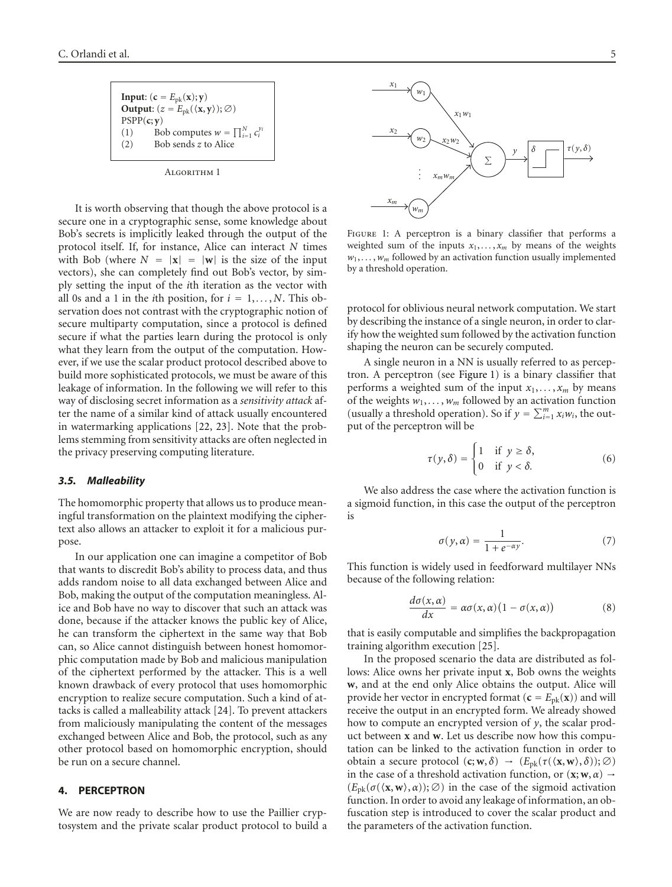**Input**: $(\mathbf{c} = E_{\text{pk}}(\mathbf{x}); \mathbf{y})$
**Output**: $(z = E_{\text{pk}}(\langle \mathbf{x}, \mathbf{y} \rangle); \emptyset)$
PSPP($\mathbf{c}; \mathbf{y}$)
(1) Bob computes $w = \prod_{i=1}^{N} c_i^{y_i}$
(2) Bob sends $z$ to Alice

Algorithm 1

It is worth observing that though the above protocol is a secure one in a cryptographic sense, some knowledge about Bob's secrets is implicitly leaked through the output of the protocol itself. If, for instance, Alice can interact $N$ times with Bob (where $N = |\mathbf{x}| = |\mathbf{w}|$ is the size of the input vectors), she can completely find out Bob's vector, by simply setting the input of the $i$th iteration as the vector with all 0s and a 1 in the $i$th position, for $i = 1, \ldots, N$. This observation does not contrast with the cryptographic notion of secure multiparty computation, since a protocol is defined secure if what the parties learn during the protocol is only what they learn from the output of the computation. However, if we use the scalar product protocol described above to build more sophisticated protocols, we must be aware of this leakage of information. In the following we will refer to this way of disclosing secret information as a *sensitivity attack* after the name of a similar kind of attack usually encountered in watermarking applications [22, 23]. Note that the problems stemming from sensitivity attacks are often neglected in the privacy preserving computing literature.

### 3.5. Malleability

The homomorphic property that allows us to produce meaningful transformation on the plaintext modifying the ciphertext also allows an attacker to exploit it for a malicious purpose.

In our application one can imagine a competitor of Bob that wants to discredit Bob's ability to process data, and thus adds random noise to all data exchanged between Alice and Bob, making the output of the computation meaningless. Alice and Bob have no way to discover that such an attack was done, because if the attacker knows the public key of Alice, he can transform the ciphertext in the same way that Bob can, so Alice cannot distinguish between honest homomorphic computation made by Bob and malicious manipulation of the ciphertext performed by the attacker. This is a well known drawback of every protocol that uses homomorphic encryption to realize secure computation. Such a kind of attacks is called a malleability attack [24]. To prevent attackers from maliciously manipulating the content of the messages exchanged between Alice and Bob, the protocol, such as any other protocol based on homomorphic encryption, should be run on a secure channel.

## 4. PERCEPTRON

We are now ready to describe how to use the Paillier cryptosystem and the private scalar product protocol to build a protocol for oblivious neural network computation. We start by describing the instance of a single neuron, in order to clarify how the weighted sum followed by the activation function shaping the neuron can be securely computed.

$x_1$ $w_1$ $x_1 w_1$ $x_2$ $w_2$ $x_2 w_2$ $x_m w_m$ $x_m$ $w_m$ $\Sigma$ $y$ $\delta$ $\tau(y, \delta)$

Figure 1: A perceptron is a binary classifier that performs a weighted sum of the inputs $x_1, \ldots, x_m$ by means of the weights $w_1, \ldots, w_m$ followed by an activation function usually implemented by a threshold operation.

A single neuron in a NN is usually referred to as perceptron. A perceptron (see Figure 1) is a binary classifier that performs a weighted sum of the input $x_1, \ldots, x_m$ by means of the weights $w_1, \ldots, w_m$ followed by an activation function (usually a threshold operation). So if $y = \sum_{i=1}^{m} x_i w_i$, the output of the perceptron will be

$$\tau(y, \delta) = \begin{cases} 1 & \text{if } y \geq \delta, \\ 0 & \text{if } y < \delta. \end{cases} \tag{6}$$

We also address the case where the activation function is a sigmoid function, in this case the output of the perceptron is

$$\sigma(y, \alpha) = \frac{1}{1 + e^{-\alpha y}}. \tag{7}$$

This function is widely used in feedforward multilayer NNs because of the following relation:

$$\frac{d\sigma(x, \alpha)}{dx} = \alpha \sigma(x, \alpha)\bigl(1 - \sigma(x, \alpha)\bigr) \tag{8}$$

that is easily computable and simplifies the backpropagation training algorithm execution [25].

In the proposed scenario the data are distributed as follows: Alice owns her private input $\mathbf{x}$, Bob owns the weights $\mathbf{w}$, and at the end only Alice obtains the output. Alice will provide her vector in encrypted format ($\mathbf{c} = E_{\text{pk}}(\mathbf{x})$) and will receive the output in an encrypted form. We already showed how to compute an encrypted version of $y$, the scalar product between $\mathbf{x}$ and $\mathbf{w}$. Let us describe now how this computation can be linked to the activation function in order to obtain a secure protocol $(\mathbf{c}; \mathbf{w}, \delta) \rightarrow (E_{\text{pk}}(\tau(\langle \mathbf{x}, \mathbf{w} \rangle, \delta)); \emptyset)$ in the case of a threshold activation function, or $(\mathbf{x}; \mathbf{w}, \alpha) \rightarrow (E_{\text{pk}}(\sigma(\langle \mathbf{x}, \mathbf{w} \rangle, \alpha)); \emptyset)$ in the case of the sigmoid activation function. In order to avoid any leakage of information, an obfuscation step is introduced to cover the scalar product and the parameters of the activation function.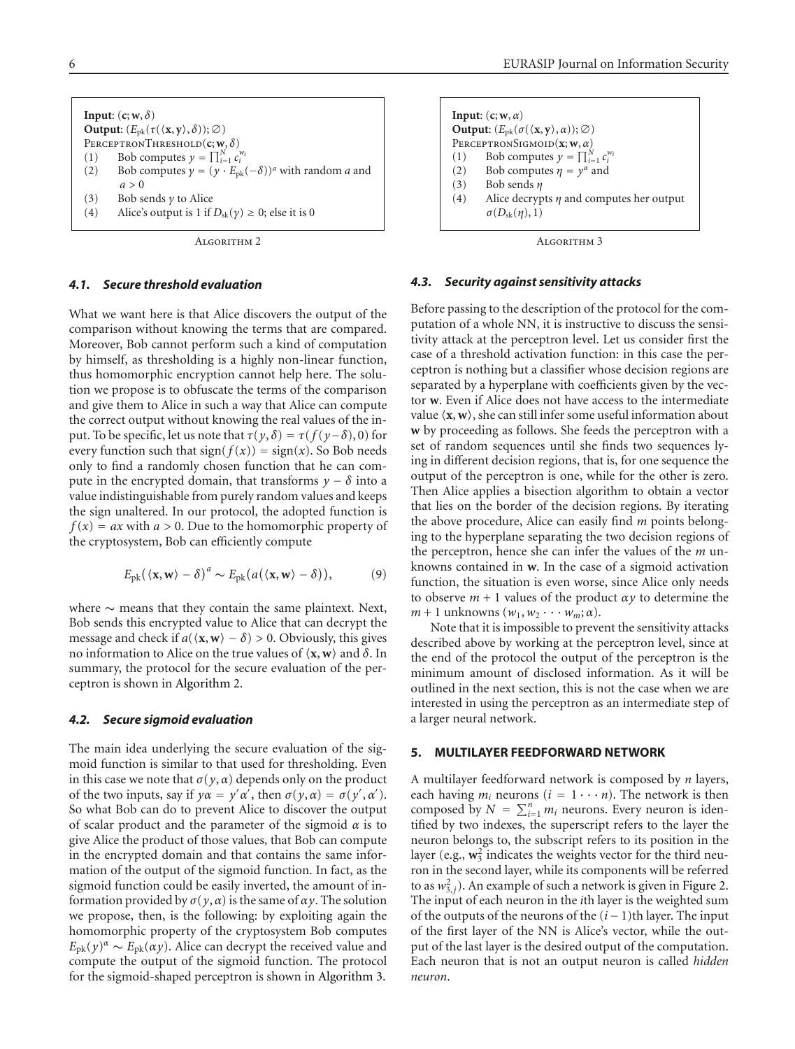**Input**: $(\mathbf{c}; \mathbf{w}, \delta)$
**Output**: $(E_{\text{pk}}(\tau(\langle \mathbf{x}, \mathbf{y}\rangle, \delta)); \varnothing)$
PerceptronThreshold$(\mathbf{c}; \mathbf{w}, \delta)$
(1) Bob computes $y = \prod_{i=1}^{N} c_i^{w_i}$
(2) Bob computes $\gamma = (y \cdot E_{\text{pk}}(-\delta))^a$ with random $a$ and $a > 0$
(3) Bob sends $\gamma$ to Alice
(4) Alice's output is 1 if $D_{\text{sk}}(\gamma) \geq 0$; else it is 0

Algorithm 2

**Input**: $(\mathbf{c}; \mathbf{w}, \alpha)$
**Output**: $(E_{\text{pk}}(\sigma(\langle \mathbf{x}, \mathbf{y}\rangle, \alpha)); \varnothing)$
PerceptronSigmoid$(\mathbf{x}; \mathbf{w}, \alpha)$
(1) Bob computes $y = \prod_{i=1}^{N} c_i^{w_i}$
(2) Bob computes $\eta = y^{\alpha}$ and
(3) Bob sends $\eta$
(4) Alice decrypts $\eta$ and computes her output $\sigma(D_{\text{sk}}(\eta), 1)$

Algorithm 3

### *4.1. Secure threshold evaluation*

What we want here is that Alice discovers the output of the comparison without knowing the terms that are compared. Moreover, Bob cannot perform such a kind of computation by himself, as thresholding is a highly non-linear function, thus homomorphic encryption cannot help here. The solution we propose is to obfuscate the terms of the comparison and give them to Alice in such a way that Alice can compute the correct output without knowing the real values of the input. To be specific, let us note that $\tau(y, \delta) = \tau(f(y - \delta), 0)$ for every function such that $\text{sign}(f(x)) = \text{sign}(x)$. So Bob needs only to find a randomly chosen function that he can compute in the encrypted domain, that transforms $y - \delta$ into a value indistinguishable from purely random values and keeps the sign unaltered. In our protocol, the adopted function is $f(x) = ax$ with $a > 0$. Due to the homomorphic property of the cryptosystem, Bob can efficiently compute

$$E_{\text{pk}}(\langle \mathbf{x}, \mathbf{w}\rangle - \delta)^a \sim E_{\text{pk}}(a(\langle \mathbf{x}, \mathbf{w}\rangle - \delta)), \tag{9}$$

where $\sim$ means that they contain the same plaintext. Next, Bob sends this encrypted value to Alice that can decrypt the message and check if $a(\langle \mathbf{x}, \mathbf{w}\rangle - \delta) > 0$. Obviously, this gives no information to Alice on the true values of $\langle \mathbf{x}, \mathbf{w}\rangle$ and $\delta$. In summary, the protocol for the secure evaluation of the perceptron is shown in Algorithm 2.

### *4.2. Secure sigmoid evaluation*

The main idea underlying the secure evaluation of the sigmoid function is similar to that used for thresholding. Even in this case we note that $\sigma(y, \alpha)$ depends only on the product of the two inputs, say if $y\alpha = y'\alpha'$, then $\sigma(y, \alpha) = \sigma(y', \alpha')$. So what Bob can do to prevent Alice to discover the output of scalar product and the parameter of the sigmoid $\alpha$ is to give Alice the product of those values, that Bob can compute in the encrypted domain and that contains the same information of the output of the sigmoid function. In fact, as the sigmoid function could be easily inverted, the amount of information provided by $\sigma(y, \alpha)$ is the same of $\alpha y$. The solution we propose, then, is the following: by exploiting again the homomorphic property of the cryptosystem Bob computes $E_{\text{pk}}(y)^{\alpha} \sim E_{\text{pk}}(\alpha y)$. Alice can decrypt the received value and compute the output of the sigmoid function. The protocol for the sigmoid-shaped perceptron is shown in Algorithm 3.

### *4.3. Security against sensitivity attacks*

Before passing to the description of the protocol for the computation of a whole NN, it is instructive to discuss the sensitivity attack at the perceptron level. Let us consider first the case of a threshold activation function: in this case the perceptron is nothing but a classifier whose decision regions are separated by a hyperplane with coefficients given by the vector $\mathbf{w}$. Even if Alice does not have access to the intermediate value $\langle \mathbf{x}, \mathbf{w}\rangle$, she can still infer some useful information about $\mathbf{w}$ by proceeding as follows. She feeds the perceptron with a set of random sequences until she finds two sequences lying in different decision regions, that is, for one sequence the output of the perceptron is one, while for the other is zero. Then Alice applies a bisection algorithm to obtain a vector that lies on the border of the decision regions. By iterating the above procedure, Alice can easily find $m$ points belonging to the hyperplane separating the two decision regions of the perceptron, hence she can infer the values of the $m$ unknowns contained in $\mathbf{w}$. In the case of a sigmoid activation function, the situation is even worse, since Alice only needs to observe $m + 1$ values of the product $\alpha y$ to determine the $m + 1$ unknowns $(w_1, w_2 \cdots w_m; \alpha)$.

Note that it is impossible to prevent the sensitivity attacks described above by working at the perceptron level, since at the end of the protocol the output of the perceptron is the minimum amount of disclosed information. As it will be outlined in the next section, this is not the case when we are interested in using the perceptron as an intermediate step of a larger neural network.

## 5. MULTILAYER FEEDFORWARD NETWORK

A multilayer feedforward network is composed by $n$ layers, each having $m_i$ neurons $(i = 1 \cdots n)$. The network is then composed by $N = \sum_{i=1}^{n} m_i$ neurons. Every neuron is identified by two indexes, the superscript refers to the layer the neuron belongs to, the subscript refers to its position in the layer (e.g., $\mathbf{w}_3^2$ indicates the weights vector for the third neuron in the second layer, while its components will be referred to as $w_{3,j}^2$). An example of such a network is given in Figure 2. The input of each neuron in the $i$th layer is the weighted sum of the outputs of the neurons of the $(i-1)$th layer. The input of the first layer of the NN is Alice's vector, while the output of the last layer is the desired output of the computation. Each neuron that is not an output neuron is called *hidden neuron*.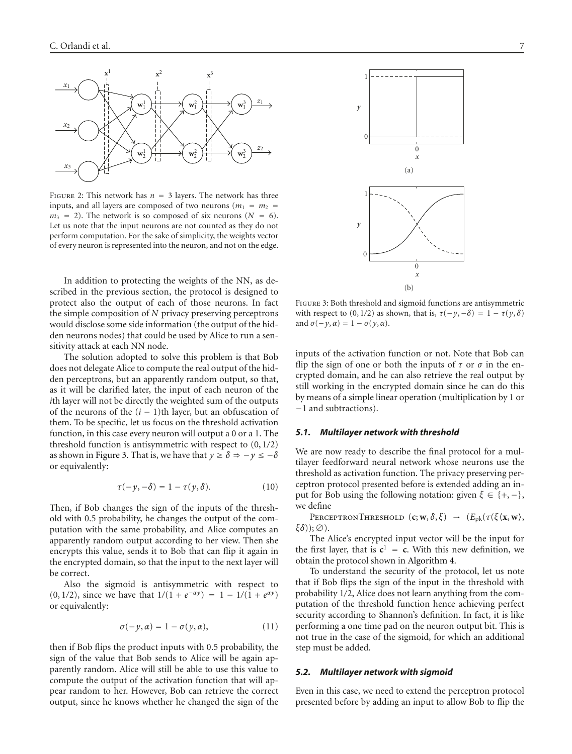FIGURE 2: This network has $n = 3$ layers. The network has three inputs, and all layers are composed of two neurons ($m_1 = m_2 = m_3 = 2$). The network is so composed of six neurons ($N = 6$). Let us note that the input neurons are not counted as they do not perform computation. For the sake of simplicity, the weights vector of every neuron is represented into the neuron, and not on the edge.

In addition to protecting the weights of the NN, as described in the previous section, the protocol is designed to protect also the output of each of those neurons. In fact the simple composition of $N$ privacy preserving perceptrons would disclose some side information (the output of the hidden neurons nodes) that could be used by Alice to run a sensitivity attack at each NN node.

The solution adopted to solve this problem is that Bob does not delegate Alice to compute the real output of the hidden perceptrons, but an apparently random output, so that, as it will be clarified later, the input of each neuron of the $i$th layer will not be directly the weighted sum of the outputs of the neurons of the $(i-1)$th layer, but an obfuscation of them. To be specific, let us focus on the threshold activation function, in this case every neuron will output a 0 or a 1. The threshold function is antisymmetric with respect to $(0, 1/2)$ as shown in Figure 3. That is, we have that $y \geq \delta \Rightarrow -y \leq -\delta$ or equivalently:

$$\tau(-y, -\delta) = 1 - \tau(y, \delta). \tag{10}$$

Then, if Bob changes the sign of the inputs of the threshold with 0.5 probability, he changes the output of the computation with the same probability, and Alice computes an apparently random output according to her view. Then she encrypts this value, sends it to Bob that can flip it again in the encrypted domain, so that the input to the next layer will be correct.

Also the sigmoid is antisymmetric with respect to $(0, 1/2)$, since we have that $1/(1 + e^{-\alpha y}) = 1 - 1/(1 + e^{\alpha y})$ or equivalently:

$$\sigma(-y, \alpha) = 1 - \sigma(y, \alpha), \tag{11}$$

then if Bob flips the product inputs with 0.5 probability, the sign of the value that Bob sends to Alice will be again apparently random. Alice will still be able to use this value to compute the output of the activation function that will appear random to her. However, Bob can retrieve the correct output, since he knows whether he changed the sign of the inputs of the activation function or not. Note that Bob can flip the sign of one or both the inputs of $\tau$ or $\sigma$ in the encrypted domain, and he can also retrieve the real output by still working in the encrypted domain since he can do this by means of a simple linear operation (multiplication by 1 or $-1$ and subtractions).

FIGURE 3: Both threshold and sigmoid functions are antisymmetric with respect to $(0, 1/2)$ as shown, that is, $\tau(-y, -\delta) = 1 - \tau(y, \delta)$ and $\sigma(-y, \alpha) = 1 - \sigma(y, \alpha)$.

### 5.1. Multilayer network with threshold

We are now ready to describe the final protocol for a multilayer feedforward neural network whose neurons use the threshold as activation function. The privacy preserving perceptron protocol presented before is extended adding an input for Bob using the following notation: given $\xi \in \{+, -\}$, we define

PERCEPTRONTHRESHOLD $(\mathbf{c}; \mathbf{w}, \delta, \xi) \rightarrow (E_{\text{pk}}(\tau(\xi\langle \mathbf{x}, \mathbf{w}\rangle, \xi\delta)); \emptyset)$.

The Alice's encrypted input vector will be the input for the first layer, that is $\mathbf{c}^1 = \mathbf{c}$. With this new definition, we obtain the protocol shown in Algorithm 4.

To understand the security of the protocol, let us note that if Bob flips the sign of the input in the threshold with probability 1/2, Alice does not learn anything from the computation of the threshold function hence achieving perfect security according to Shannon's definition. In fact, it is like performing a one time pad on the neuron output bit. This is not true in the case of the sigmoid, for which an additional step must be added.

### 5.2. Multilayer network with sigmoid

Even in this case, we need to extend the perceptron protocol presented before by adding an input to allow Bob to flip the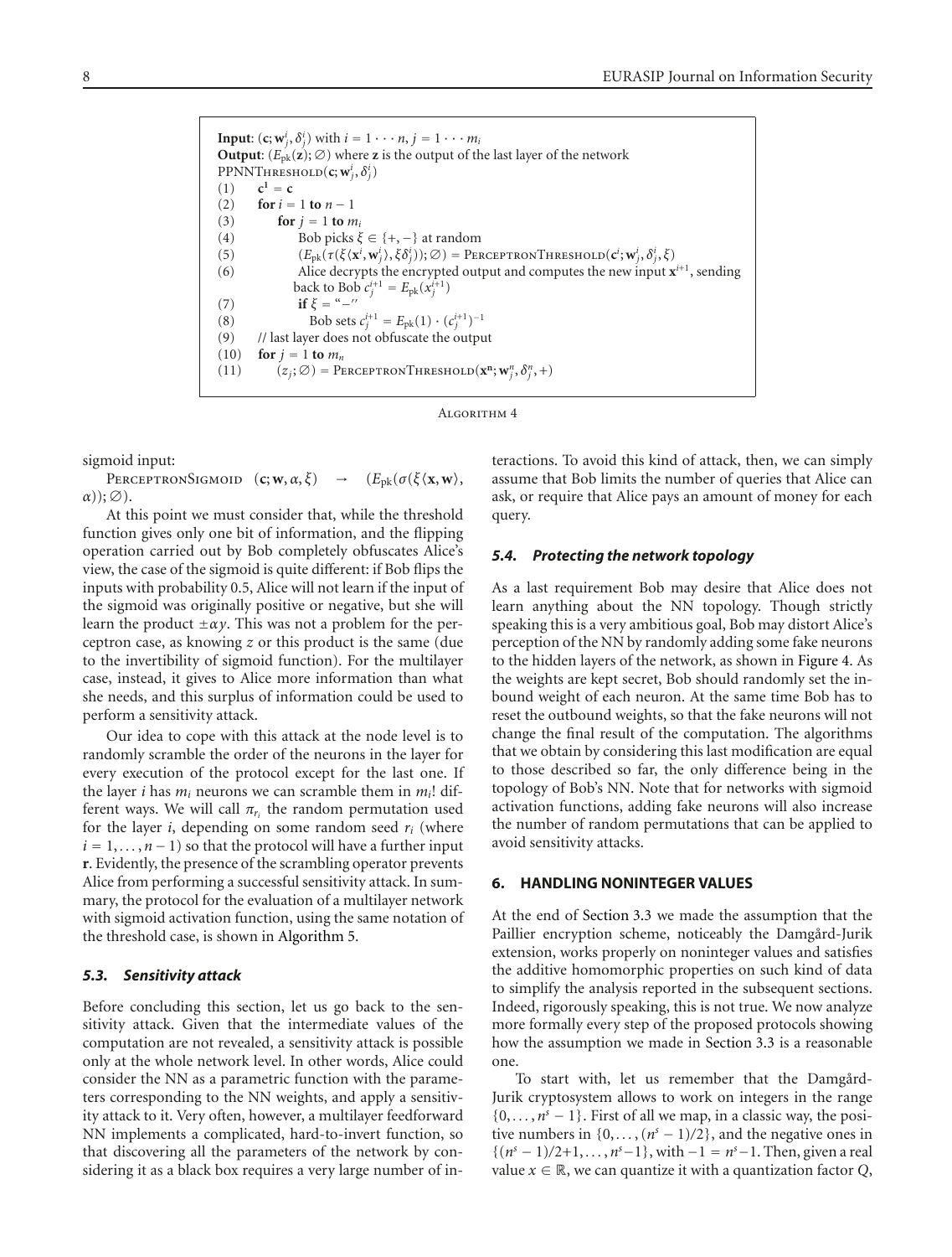**Input**: $(\mathbf{c}; \mathbf{w}_j^i, \delta_j^i)$ with $i = 1 \cdots n$, $j = 1 \cdots m_i$
**Output**: $(E_{\text{pk}}(\mathbf{z}); \varnothing)$ where $\mathbf{z}$ is the output of the last layer of the network
PPNNThreshold$(\mathbf{c}; \mathbf{w}_j^i, \delta_j^i)$

```
(1)   c^1 = c
(2)   for i = 1 to n − 1
(3)       for j = 1 to m_i
(4)           Bob picks ξ ∈ {+, −} at random
(5)           (E_pk(τ(ξ⟨x^i, w_j^i⟩, ξδ_j^i)); ∅) = PerceptronThreshold(c^i; w_j^i, δ_j^i, ξ)
(6)           Alice decrypts the encrypted output and computes the new input x^{i+1}, sending
              back to Bob c_j^{i+1} = E_pk(x_j^{i+1})
(7)           if ξ = "−"
(8)               Bob sets c_j^{i+1} = E_pk(1) · (c_j^{i+1})^{−1}
(9)   // last layer does not obfuscate the output
(10)  for j = 1 to m_n
(11)      (z_j; ∅) = PerceptronThreshold(x^n; w_j^n, δ_j^n, +)
```

Algorithm 4

sigmoid input:

PerceptronSigmoid $(\mathbf{c}; \mathbf{w}, \alpha, \xi) \rightarrow (E_{\text{pk}}(\sigma(\xi\langle \mathbf{x}, \mathbf{w}\rangle, \alpha)); \varnothing)$.

At this point we must consider that, while the threshold function gives only one bit of information, and the flipping operation carried out by Bob completely obfuscates Alice's view, the case of the sigmoid is quite different: if Bob flips the inputs with probability 0.5, Alice will not learn if the input of the sigmoid was originally positive or negative, but she will learn the product $\pm\alpha y$. This was not a problem for the perceptron case, as knowing $z$ or this product is the same (due to the invertibility of sigmoid function). For the multilayer case, instead, it gives to Alice more information than what she needs, and this surplus of information could be used to perform a sensitivity attack.

Our idea to cope with this attack at the node level is to randomly scramble the order of the neurons in the layer for every execution of the protocol except for the last one. If the layer $i$ has $m_i$ neurons we can scramble them in $m_i!$ different ways. We will call $\pi_{r_i}$ the random permutation used for the layer $i$, depending on some random seed $r_i$ (where $i = 1, \ldots, n-1$) so that the protocol will have a further input $\mathbf{r}$. Evidently, the presence of the scrambling operator prevents Alice from performing a successful sensitivity attack. In summary, the protocol for the evaluation of a multilayer network with sigmoid activation function, using the same notation of the threshold case, is shown in Algorithm 5.

### *5.3. Sensitivity attack*

Before concluding this section, let us go back to the sensitivity attack. Given that the intermediate values of the computation are not revealed, a sensitivity attack is possible only at the whole network level. In other words, Alice could consider the NN as a parametric function with the parameters corresponding to the NN weights, and apply a sensitivity attack to it. Very often, however, a multilayer feedforward NN implements a complicated, hard-to-invert function, so that discovering all the parameters of the network by considering it as a black box requires a very large number of interactions. To avoid this kind of attack, then, we can simply assume that Bob limits the number of queries that Alice can ask, or require that Alice pays an amount of money for each query.

### *5.4. Protecting the network topology*

As a last requirement Bob may desire that Alice does not learn anything about the NN topology. Though strictly speaking this is a very ambitious goal, Bob may distort Alice's perception of the NN by randomly adding some fake neurons to the hidden layers of the network, as shown in Figure 4. As the weights are kept secret, Bob should randomly set the inbound weight of each neuron. At the same time Bob has to reset the outbound weights, so that the fake neurons will not change the final result of the computation. The algorithms that we obtain by considering this last modification are equal to those described so far, the only difference being in the topology of Bob's NN. Note that for networks with sigmoid activation functions, adding fake neurons will also increase the number of random permutations that can be applied to avoid sensitivity attacks.

## 6. HANDLING NONINTEGER VALUES

At the end of Section 3.3 we made the assumption that the Paillier encryption scheme, noticeably the Damgård-Jurik extension, works properly on noninteger values and satisfies the additive homomorphic properties on such kind of data to simplify the analysis reported in the subsequent sections. Indeed, rigorously speaking, this is not true. We now analyze more formally every step of the proposed protocols showing how the assumption we made in Section 3.3 is a reasonable one.

To start with, let us remember that the Damgård-Jurik cryptosystem allows to work on integers in the range $\{0, \ldots, n^s - 1\}$. First of all we map, in a classic way, the positive numbers in $\{0, \ldots, (n^s - 1)/2\}$, and the negative ones in $\{(n^s - 1)/2+1, \ldots, n^s-1\}$, with $-1 = n^s-1$. Then, given a real value $x \in \mathbb{R}$, we can quantize it with a quantization factor $Q$,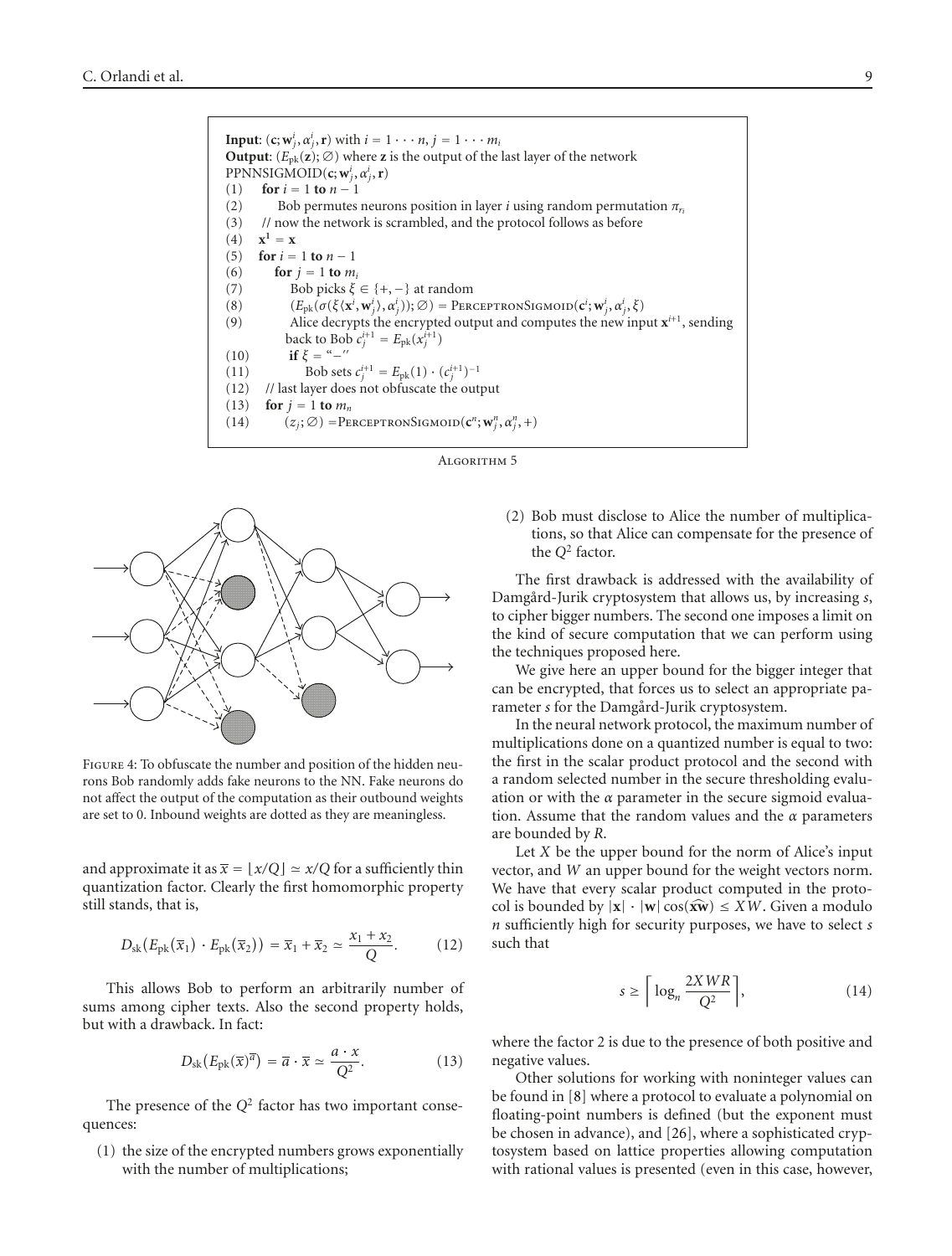```
Input: (c; w_j^i, α_j^i, r) with i = 1 ··· n, j = 1 ··· m_i
Output: (E_pk(z); ∅) where z is the output of the last layer of the network
PPNNSIGMOID(c; w_j^i, α_j^i, r)
(1)   for i = 1 to n − 1
(2)       Bob permutes neurons position in layer i using random permutation π_{r_i}
(3)   // now the network is scrambled, and the protocol follows as before
(4)   x^1 = x
(5)   for i = 1 to n − 1
(6)       for j = 1 to m_i
(7)           Bob picks ξ ∈ {+, −} at random
(8)           (E_pk(σ(ξ⟨x^i, w_j^i⟩, α_j^i)); ∅) = PerceptronSigmoid(c^i; w_j^i, α_j^i, ξ)
(9)           Alice decrypts the encrypted output and computes the new input x^{i+1}, sending
              back to Bob c_j^{i+1} = E_pk(x_j^{i+1})
(10)          if ξ = "−"
(11)              Bob sets c_j^{i+1} = E_pk(1) · (c_j^{i+1})^{−1}
(12)  // last layer does not obfuscate the output
(13)  for j = 1 to m_n
(14)      (z_j; ∅) = PerceptronSigmoid(c^n; w_j^n, α_j^n, +)
```

Algorithm 5

Figure 4: To obfuscate the number and position of the hidden neurons Bob randomly adds fake neurons to the NN. Fake neurons do not affect the output of the computation as their outbound weights are set to 0. Inbound weights are dotted as they are meaningless.

and approximate it as $\overline{x} = \lfloor x/Q \rfloor \simeq x/Q$ for a sufficiently thin quantization factor. Clearly the first homomorphic property still stands, that is,

$$D_{\mathrm{sk}}(E_{\mathrm{pk}}(\overline{x}_1) \cdot E_{\mathrm{pk}}(\overline{x}_2)) = \overline{x}_1 + \overline{x}_2 \simeq \frac{x_1 + x_2}{Q}. \tag{12}$$

This allows Bob to perform an arbitrarily number of sums among cipher texts. Also the second property holds, but with a drawback. In fact:

$$D_{\mathrm{sk}}(E_{\mathrm{pk}}(\overline{x})^{\overline{a}}) = \overline{a} \cdot \overline{x} \simeq \frac{a \cdot x}{Q^2}. \tag{13}$$

The presence of the $Q^2$ factor has two important consequences:

(1) the size of the encrypted numbers grows exponentially with the number of multiplications;

(2) Bob must disclose to Alice the number of multiplications, so that Alice can compensate for the presence of the $Q^2$ factor.

The first drawback is addressed with the availability of Damgård-Jurik cryptosystem that allows us, by increasing $s$, to cipher bigger numbers. The second one imposes a limit on the kind of secure computation that we can perform using the techniques proposed here.

We give here an upper bound for the bigger integer that can be encrypted, that forces us to select an appropriate parameter $s$ for the Damgård-Jurik cryptosystem.

In the neural network protocol, the maximum number of multiplications done on a quantized number is equal to two: the first in the scalar product protocol and the second with a random selected number in the secure thresholding evaluation or with the $\alpha$ parameter in the secure sigmoid evaluation. Assume that the random values and the $\alpha$ parameters are bounded by $R$.

Let $X$ be the upper bound for the norm of Alice's input vector, and $W$ an upper bound for the weight vectors norm. We have that every scalar product computed in the protocol is bounded by $|\mathbf{x}| \cdot |\mathbf{w}| \cos(\widehat{\mathbf{x}\mathbf{w}}) \leq XW$. Given a modulo $n$ sufficiently high for security purposes, we have to select $s$ such that

$$s \geq \left\lceil \log_n \frac{2XWR}{Q^2} \right\rceil, \tag{14}$$

where the factor 2 is due to the presence of both positive and negative values.

Other solutions for working with noninteger values can be found in [8] where a protocol to evaluate a polynomial on floating-point numbers is defined (but the exponent must be chosen in advance), and [26], where a sophisticated cryptosystem based on lattice properties allowing computation with rational values is presented (even in this case, however,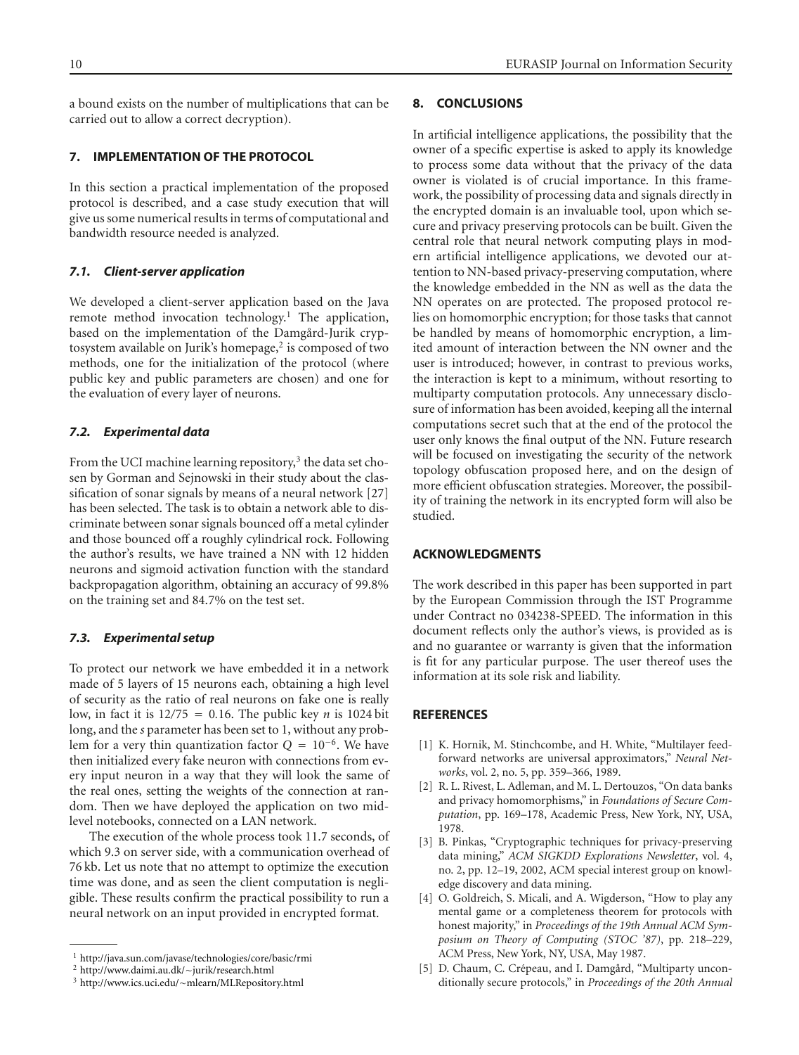a bound exists on the number of multiplications that can be carried out to allow a correct decryption).

## 7. IMPLEMENTATION OF THE PROTOCOL

In this section a practical implementation of the proposed protocol is described, and a case study execution that will give us some numerical results in terms of computational and bandwidth resource needed is analyzed.

### 7.1. Client-server application

We developed a client-server application based on the Java remote method invocation technology.[1] The application, based on the implementation of the Damgård-Jurik cryptosystem available on Jurik's homepage,[2] is composed of two methods, one for the initialization of the protocol (where public key and public parameters are chosen) and one for the evaluation of every layer of neurons.

### 7.2. Experimental data

From the UCI machine learning repository,[3] the data set chosen by Gorman and Sejnowski in their study about the classification of sonar signals by means of a neural network [27] has been selected. The task is to obtain a network able to discriminate between sonar signals bounced off a metal cylinder and those bounced off a roughly cylindrical rock. Following the author's results, we have trained a NN with 12 hidden neurons and sigmoid activation function with the standard backpropagation algorithm, obtaining an accuracy of 99.8% on the training set and 84.7% on the test set.

### 7.3. Experimental setup

To protect our network we have embedded it in a network made of 5 layers of 15 neurons each, obtaining a high level of security as the ratio of real neurons on fake one is really low, in fact it is $12/75 = 0.16$. The public key $n$ is 1024 bit long, and the $s$ parameter has been set to 1, without any problem for a very thin quantization factor $Q = 10^{-6}$. We have then initialized every fake neuron with connections from every input neuron in a way that they will look the same of the real ones, setting the weights of the connection at random. Then we have deployed the application on two mid-level notebooks, connected on a LAN network.

The execution of the whole process took 11.7 seconds, of which 9.3 on server side, with a communication overhead of 76 kb. Let us note that no attempt to optimize the execution time was done, and as seen the client computation is negligible. These results confirm the practical possibility to run a neural network on an input provided in encrypted format.

[1] http://java.sun.com/javase/technologies/core/basic/rmi

[2] http://www.daimi.au.dk/~jurik/research.html

[3] http://www.ics.uci.edu/~mlearn/MLRepository.html

## 8. CONCLUSIONS

In artificial intelligence applications, the possibility that the owner of a specific expertise is asked to apply its knowledge to process some data without that the privacy of the data owner is violated is of crucial importance. In this framework, the possibility of processing data and signals directly in the encrypted domain is an invaluable tool, upon which secure and privacy preserving protocols can be built. Given the central role that neural network computing plays in modern artificial intelligence applications, we devoted our attention to NN-based privacy-preserving computation, where the knowledge embedded in the NN as well as the data the NN operates on are protected. The proposed protocol relies on homomorphic encryption; for those tasks that cannot be handled by means of homomorphic encryption, a limited amount of interaction between the NN owner and the user is introduced; however, in contrast to previous works, the interaction is kept to a minimum, without resorting to multiparty computation protocols. Any unnecessary disclosure of information has been avoided, keeping all the internal computations secret such that at the end of the protocol the user only knows the final output of the NN. Future research will be focused on investigating the security of the network topology obfuscation proposed here, and on the design of more efficient obfuscation strategies. Moreover, the possibility of training the network in its encrypted form will also be studied.

## ACKNOWLEDGMENTS

The work described in this paper has been supported in part by the European Commission through the IST Programme under Contract no 034238-SPEED. The information in this document reflects only the author's views, is provided as is and no guarantee or warranty is given that the information is fit for any particular purpose. The user thereof uses the information at its sole risk and liability.

## REFERENCES

[1] K. Hornik, M. Stinchcombe, and H. White, "Multilayer feedforward networks are universal approximators," *Neural Networks*, vol. 2, no. 5, pp. 359–366, 1989.

[2] R. L. Rivest, L. Adleman, and M. L. Dertouzos, "On data banks and privacy homomorphisms," in *Foundations of Secure Computation*, pp. 169–178, Academic Press, New York, NY, USA, 1978.

[3] B. Pinkas, "Cryptographic techniques for privacy-preserving data mining," *ACM SIGKDD Explorations Newsletter*, vol. 4, no. 2, pp. 12–19, 2002, ACM special interest group on knowledge discovery and data mining.

[4] O. Goldreich, S. Micali, and A. Wigderson, "How to play any mental game or a completeness theorem for protocols with honest majority," in *Proceedings of the 19th Annual ACM Symposium on Theory of Computing (STOC '87)*, pp. 218–229, ACM Press, New York, NY, USA, May 1987.

[5] D. Chaum, C. Crépeau, and I. Damgård, "Multiparty unconditionally secure protocols," in *Proceedings of the 20th Annual*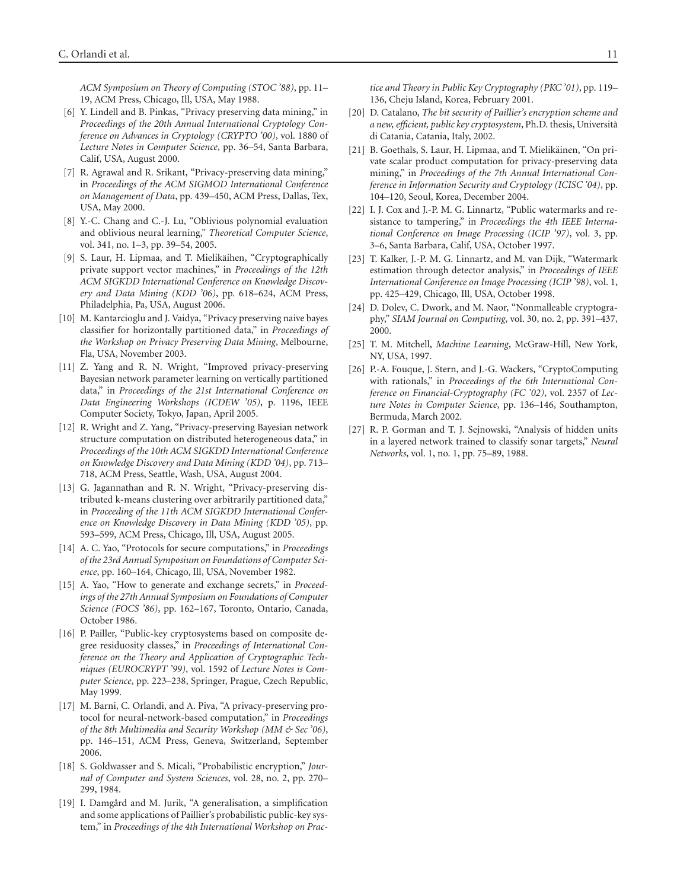*ACM Symposium on Theory of Computing (STOC '88)*, pp. 11–19, ACM Press, Chicago, Ill, USA, May 1988.

[6] Y. Lindell and B. Pinkas, "Privacy preserving data mining," in *Proceedings of the 20th Annual International Cryptology Conference on Advances in Cryptology (CRYPTO '00)*, vol. 1880 of *Lecture Notes in Computer Science*, pp. 36–54, Santa Barbara, Calif, USA, August 2000.

[7] R. Agrawal and R. Srikant, "Privacy-preserving data mining," in *Proceedings of the ACM SIGMOD International Conference on Management of Data*, pp. 439–450, ACM Press, Dallas, Tex, USA, May 2000.

[8] Y.-C. Chang and C.-J. Lu, "Oblivious polynomial evaluation and oblivious neural learning," *Theoretical Computer Science*, vol. 341, no. 1–3, pp. 39–54, 2005.

[9] S. Laur, H. Lipmaa, and T. Mielikäihen, "Cryptographically private support vector machines," in *Proceedings of the 12th ACM SIGKDD International Conference on Knowledge Discovery and Data Mining (KDD '06)*, pp. 618–624, ACM Press, Philadelphia, Pa, USA, August 2006.

[10] M. Kantarcioglu and J. Vaidya, "Privacy preserving naive bayes classifier for horizontally partitioned data," in *Proceedings of the Workshop on Privacy Preserving Data Mining*, Melbourne, Fla, USA, November 2003.

[11] Z. Yang and R. N. Wright, "Improved privacy-preserving Bayesian network parameter learning on vertically partitioned data," in *Proceedings of the 21st International Conference on Data Engineering Workshops (ICDEW '05)*, p. 1196, IEEE Computer Society, Tokyo, Japan, April 2005.

[12] R. Wright and Z. Yang, "Privacy-preserving Bayesian network structure computation on distributed heterogeneous data," in *Proceedings of the 10th ACM SIGKDD International Conference on Knowledge Discovery and Data Mining (KDD '04)*, pp. 713–718, ACM Press, Seattle, Wash, USA, August 2004.

[13] G. Jagannathan and R. N. Wright, "Privacy-preserving distributed k-means clustering over arbitrarily partitioned data," in *Proceeding of the 11th ACM SIGKDD International Conference on Knowledge Discovery in Data Mining (KDD '05)*, pp. 593–599, ACM Press, Chicago, Ill, USA, August 2005.

[14] A. C. Yao, "Protocols for secure computations," in *Proceedings of the 23rd Annual Symposium on Foundations of Computer Science*, pp. 160–164, Chicago, Ill, USA, November 1982.

[15] A. Yao, "How to generate and exchange secrets," in *Proceedings of the 27th Annual Symposium on Foundations of Computer Science (FOCS '86)*, pp. 162–167, Toronto, Ontario, Canada, October 1986.

[16] P. Pailler, "Public-key cryptosystems based on composite degree residuosity classes," in *Proceedings of International Conference on the Theory and Application of Cryptographic Techniques (EUROCRYPT '99)*, vol. 1592 of *Lecture Notes is Computer Science*, pp. 223–238, Springer, Prague, Czech Republic, May 1999.

[17] M. Barni, C. Orlandi, and A. Piva, "A privacy-preserving protocol for neural-network-based computation," in *Proceedings of the 8th Multimedia and Security Workshop (MM & Sec '06)*, pp. 146–151, ACM Press, Geneva, Switzerland, September 2006.

[18] S. Goldwasser and S. Micali, "Probabilistic encryption," *Journal of Computer and System Sciences*, vol. 28, no. 2, pp. 270–299, 1984.

[19] I. Damgård and M. Jurik, "A generalisation, a simplification and some applications of Paillier's probabilistic public-key system," in *Proceedings of the 4th International Workshop on Practice and Theory in Public Key Cryptography (PKC '01)*, pp. 119–136, Cheju Island, Korea, February 2001.

[20] D. Catalano, *The bit security of Paillier's encryption scheme and a new, efficient, public key cryptosystem*, Ph.D. thesis, Università di Catania, Catania, Italy, 2002.

[21] B. Goethals, S. Laur, H. Lipmaa, and T. Mielikäinen, "On private scalar product computation for privacy-preserving data mining," in *Proceedings of the 7th Annual International Conference in Information Security and Cryptology (ICISC '04)*, pp. 104–120, Seoul, Korea, December 2004.

[22] I. J. Cox and J.-P. M. G. Linnartz, "Public watermarks and resistance to tampering," in *Proceedings the 4th IEEE International Conference on Image Processing (ICIP '97)*, vol. 3, pp. 3–6, Santa Barbara, Calif, USA, October 1997.

[23] T. Kalker, J.-P. M. G. Linnartz, and M. van Dijk, "Watermark estimation through detector analysis," in *Proceedings of IEEE International Conference on Image Processing (ICIP '98)*, vol. 1, pp. 425–429, Chicago, Ill, USA, October 1998.

[24] D. Dolev, C. Dwork, and M. Naor, "Nonmalleable cryptography," *SIAM Journal on Computing*, vol. 30, no. 2, pp. 391–437, 2000.

[25] T. M. Mitchell, *Machine Learning*, McGraw-Hill, New York, NY, USA, 1997.

[26] P.-A. Fouque, J. Stern, and J.-G. Wackers, "CryptoComputing with rationals," in *Proceedings of the 6th International Conference on Financial-Cryptography (FC '02)*, vol. 2357 of *Lecture Notes in Computer Science*, pp. 136–146, Southampton, Bermuda, March 2002.

[27] R. P. Gorman and T. J. Sejnowski, "Analysis of hidden units in a layered network trained to classify sonar targets," *Neural Networks*, vol. 1, no. 1, pp. 75–89, 1988.